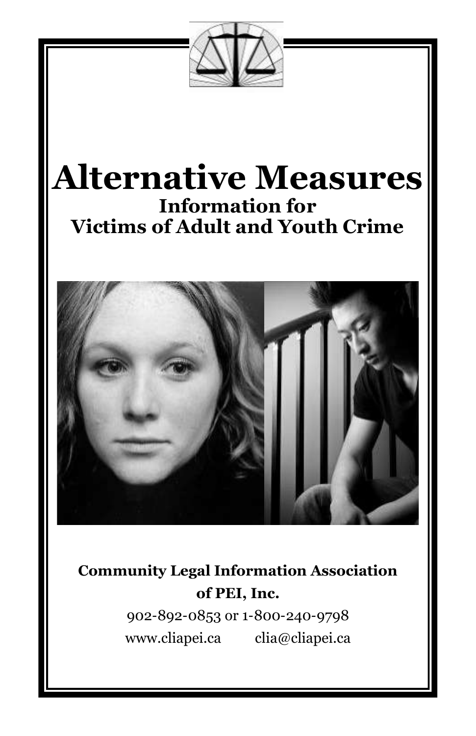# Alternative Measures

## Information for Victims of Adult and Youth Crime

**Community Legal Information Association of PEI, Inc.**

902-892-0853 or 1-800-240-9798

www.cliapei.ca clia@cliapei.ca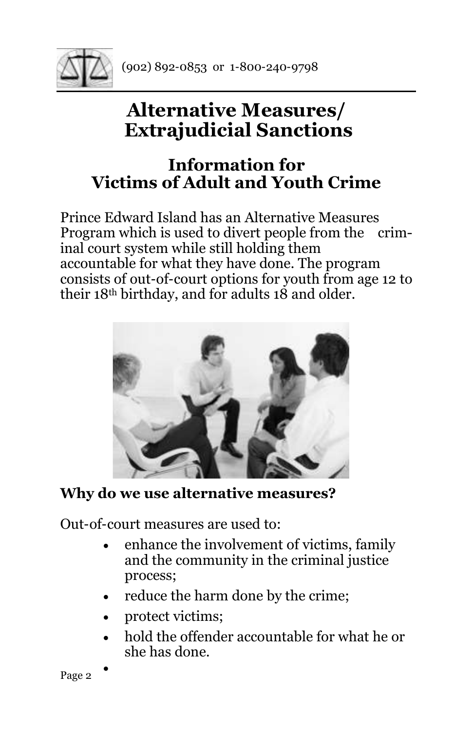(902) 892-0853 or 1-800-240-9798

# Alternative Measures/ Extrajudicial Sanctions

## Information for Victims of Adult and Youth Crime

Prince Edward Island has an Alternative Measures Program which is used to divert people from the criminal court system while still holding them accountable for what they have done. The program consists of out-of-court options for youth from age 12 to their 18th birthday, and for adults 18 and older.

**Why do we use alternative measures?**

Out-of-court measures are used to:

- enhance the involvement of victims, family and the community in the criminal justice process;
- reduce the harm done by the crime;
- protect victims;
- hold the offender accountable for what he or she has done.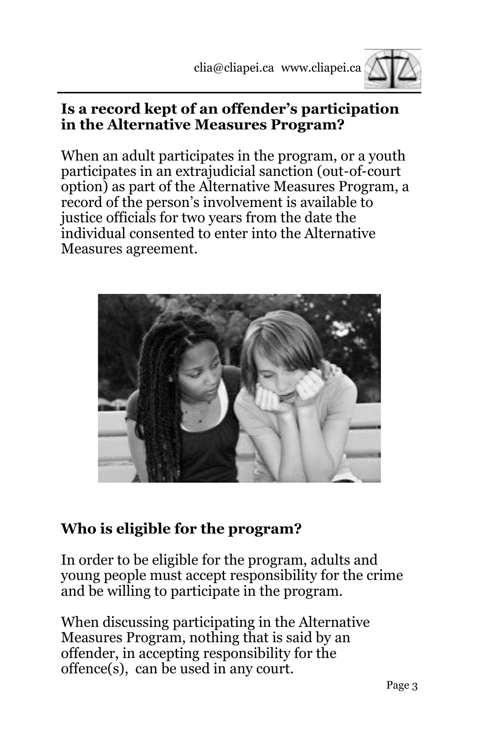## Is a record kept of an offender's participation in the Alternative Measures Program?

When an adult participates in the program, or a youth participates in an extrajudicial sanction (out-of-court option) as part of the Alternative Measures Program, a record of the person's involvement is available to justice officials for two years from the date the individual consented to enter into the Alternative Measures agreement.

## Who is eligible for the program?

In order to be eligible for the program, adults and young people must accept responsibility for the crime and be willing to participate in the program.

When discussing participating in the Alternative Measures Program, nothing that is said by an offender, in accepting responsibility for the offence(s), can be used in any court.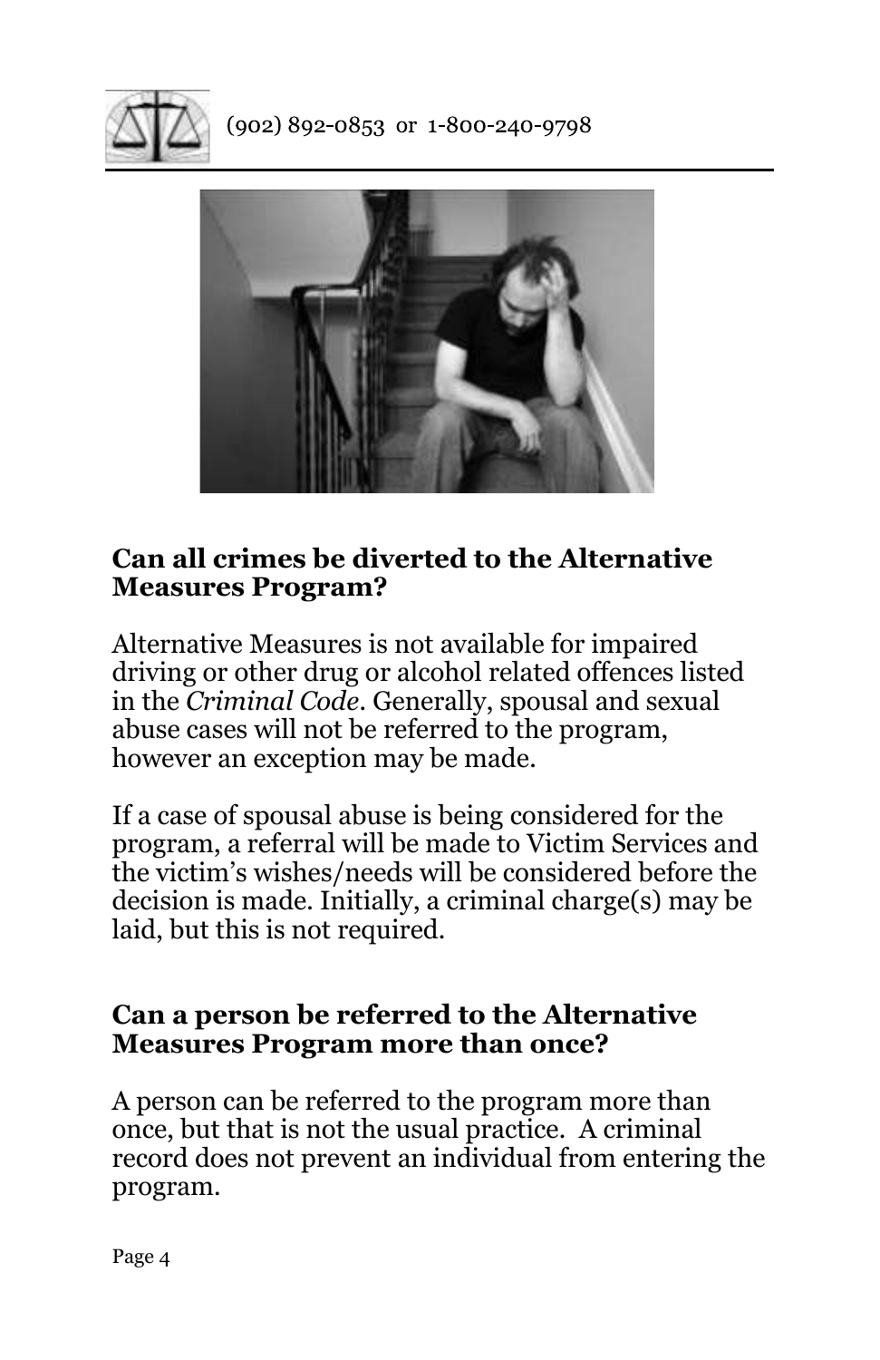## Can all crimes be diverted to the Alternative Measures Program?

Alternative Measures is not available for impaired driving or other drug or alcohol related offences listed in the *Criminal Code*. Generally, spousal and sexual abuse cases will not be referred to the program, however an exception may be made.

If a case of spousal abuse is being considered for the program, a referral will be made to Victim Services and the victim's wishes/needs will be considered before the decision is made. Initially, a criminal charge(s) may be laid, but this is not required.

## Can a person be referred to the Alternative Measures Program more than once?

A person can be referred to the program more than once, but that is not the usual practice. A criminal record does not prevent an individual from entering the program.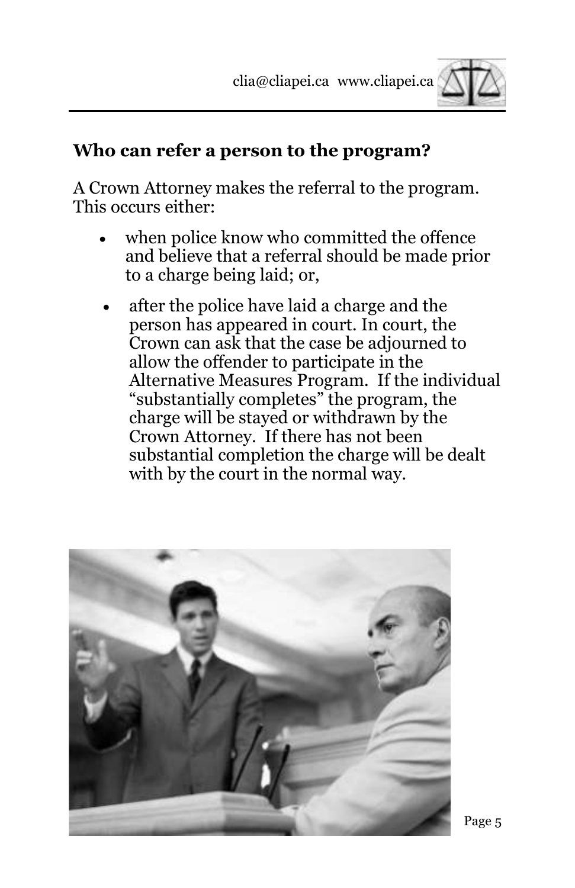## Who can refer a person to the program?

A Crown Attorney makes the referral to the program. This occurs either:

- when police know who committed the offence and believe that a referral should be made prior to a charge being laid; or,
- after the police have laid a charge and the person has appeared in court. In court, the Crown can ask that the case be adjourned to allow the offender to participate in the Alternative Measures Program. If the individual "substantially completes" the program, the charge will be stayed or withdrawn by the Crown Attorney. If there has not been substantial completion the charge will be dealt with by the court in the normal way.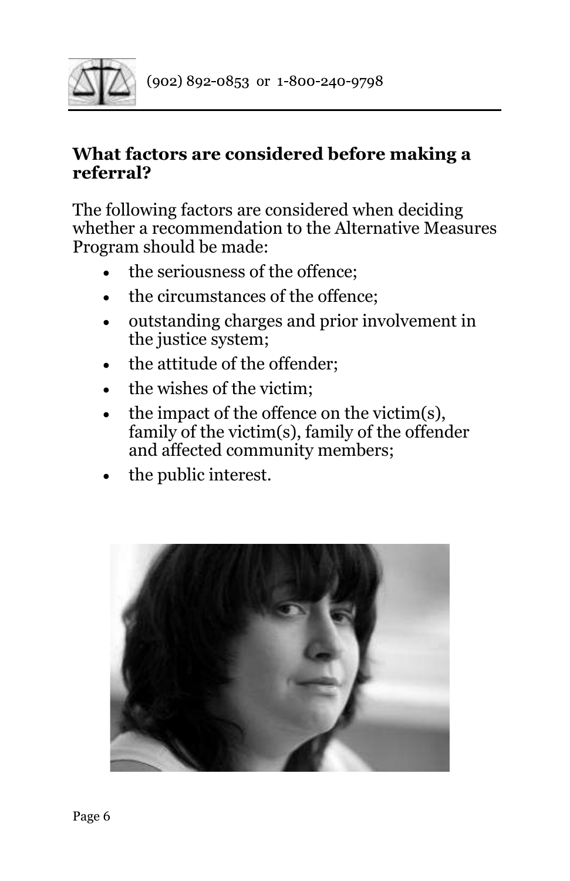### What factors are considered before making a referral?

The following factors are considered when deciding whether a recommendation to the Alternative Measures Program should be made:

- the seriousness of the offence;
- the circumstances of the offence;
- outstanding charges and prior involvement in the justice system;
- the attitude of the offender;
- the wishes of the victim;
- the impact of the offence on the victim(s), family of the victim(s), family of the offender and affected community members;
- the public interest.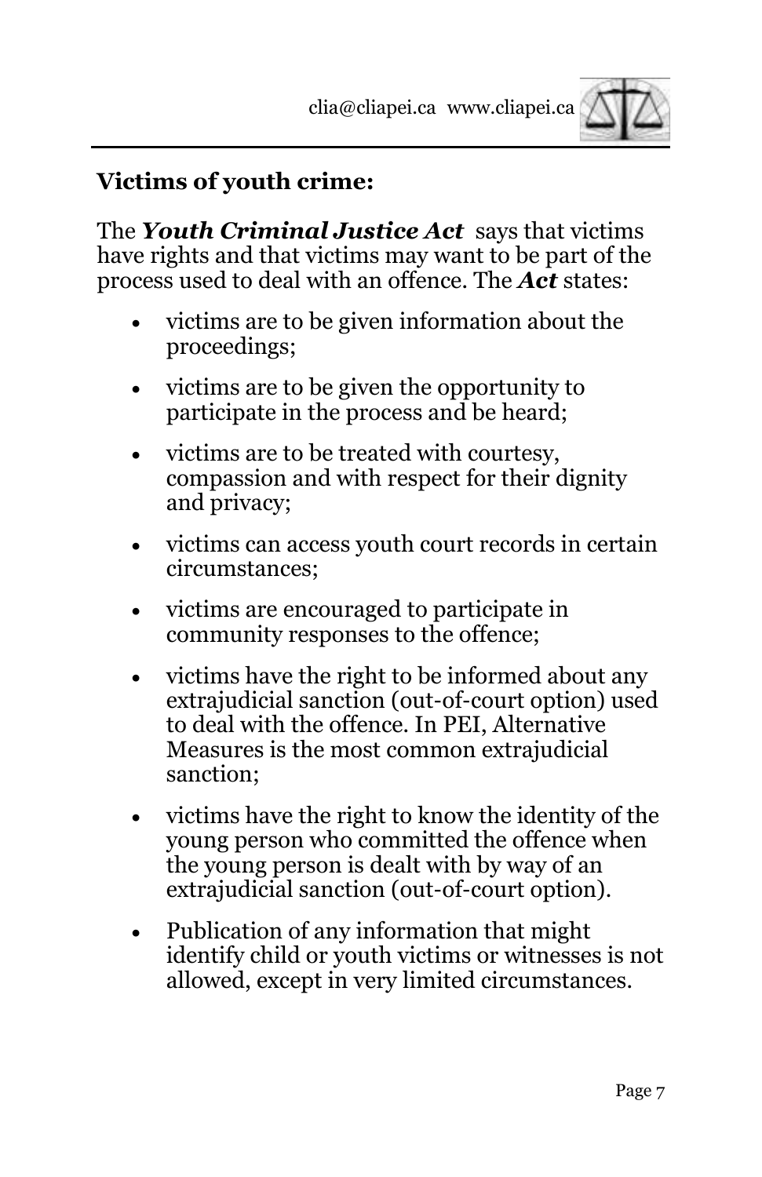## Victims of youth crime:

The ***Youth Criminal Justice Act*** says that victims have rights and that victims may want to be part of the process used to deal with an offence. The ***Act*** states:

- victims are to be given information about the proceedings;
- victims are to be given the opportunity to participate in the process and be heard;
- victims are to be treated with courtesy, compassion and with respect for their dignity and privacy;
- victims can access youth court records in certain circumstances;
- victims are encouraged to participate in community responses to the offence;
- victims have the right to be informed about any extrajudicial sanction (out-of-court option) used to deal with the offence. In PEI, Alternative Measures is the most common extrajudicial sanction;
- victims have the right to know the identity of the young person who committed the offence when the young person is dealt with by way of an extrajudicial sanction (out-of-court option).
- Publication of any information that might identify child or youth victims or witnesses is not allowed, except in very limited circumstances.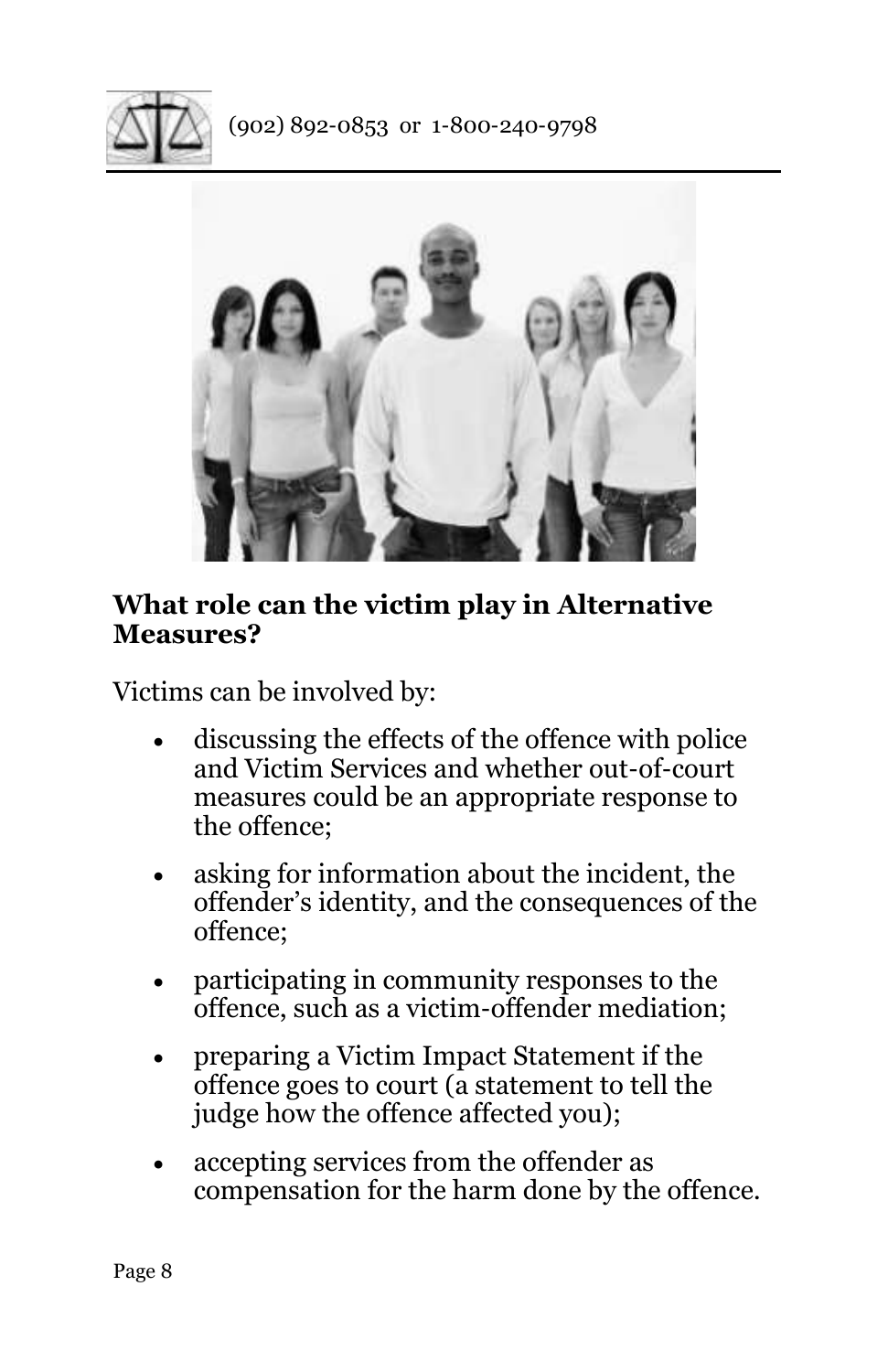## What role can the victim play in Alternative Measures?

Victims can be involved by:

- discussing the effects of the offence with police and Victim Services and whether out-of-court measures could be an appropriate response to the offence;
- asking for information about the incident, the offender's identity, and the consequences of the offence;
- participating in community responses to the offence, such as a victim-offender mediation;
- preparing a Victim Impact Statement if the offence goes to court (a statement to tell the judge how the offence affected you);
- accepting services from the offender as compensation for the harm done by the offence.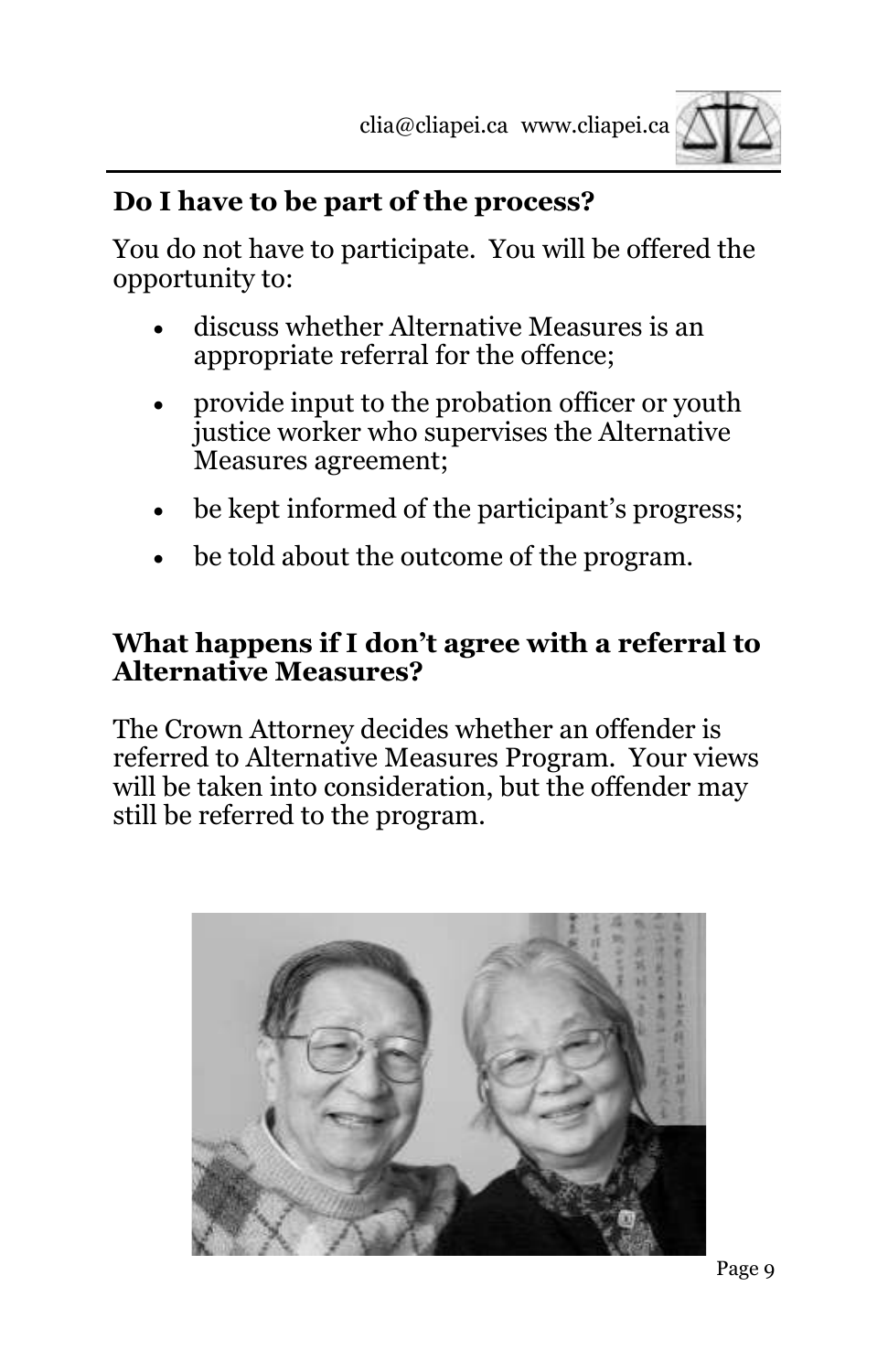## Do I have to be part of the process?

You do not have to participate. You will be offered the opportunity to:

- discuss whether Alternative Measures is an appropriate referral for the offence;
- provide input to the probation officer or youth justice worker who supervises the Alternative Measures agreement;
- be kept informed of the participant's progress;
- be told about the outcome of the program.

## What happens if I don't agree with a referral to Alternative Measures?

The Crown Attorney decides whether an offender is referred to Alternative Measures Program. Your views will be taken into consideration, but the offender may still be referred to the program.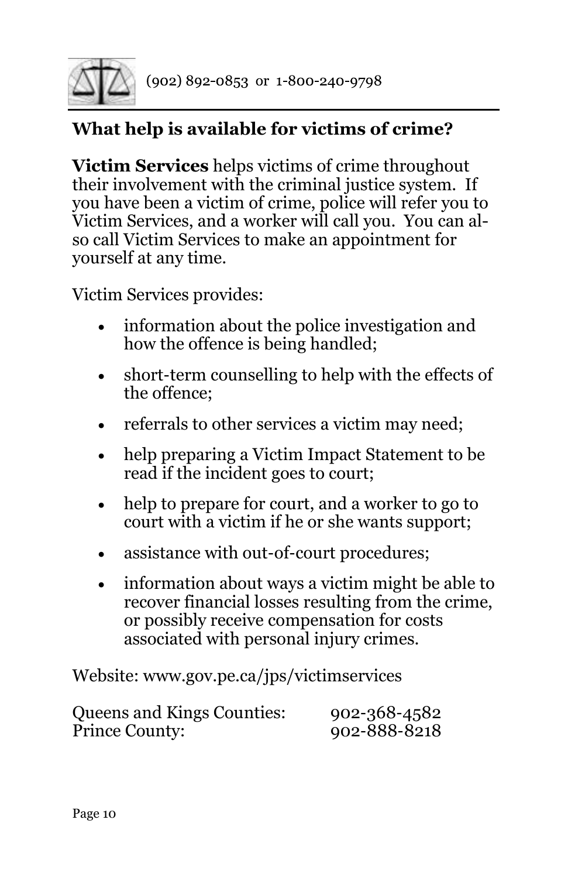## What help is available for victims of crime?

**Victim Services** helps victims of crime throughout their involvement with the criminal justice system. If you have been a victim of crime, police will refer you to Victim Services, and a worker will call you. You can also call Victim Services to make an appointment for yourself at any time.

Victim Services provides:

- information about the police investigation and how the offence is being handled;
- short-term counselling to help with the effects of the offence;
- referrals to other services a victim may need;
- help preparing a Victim Impact Statement to be read if the incident goes to court;
- help to prepare for court, and a worker to go to court with a victim if he or she wants support;
- assistance with out-of-court procedures;
- information about ways a victim might be able to recover financial losses resulting from the crime, or possibly receive compensation for costs associated with personal injury crimes.

Website: www.gov.pe.ca/jps/victimservices

Queens and Kings Counties: 902-368-4582
Prince County: 902-888-8218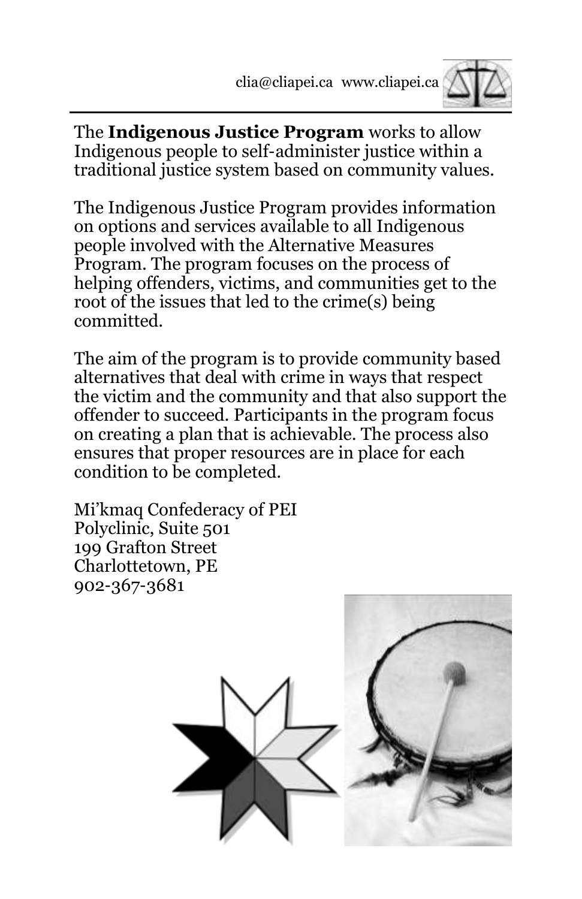clia@cliapei.ca www.cliapei.ca

The **Indigenous Justice Program** works to allow Indigenous people to self-administer justice within a traditional justice system based on community values.

The Indigenous Justice Program provides information on options and services available to all Indigenous people involved with the Alternative Measures Program. The program focuses on the process of helping offenders, victims, and communities get to the root of the issues that led to the crime(s) being committed.

The aim of the program is to provide community based alternatives that deal with crime in ways that respect the victim and the community and that also support the offender to succeed. Participants in the program focus on creating a plan that is achievable. The process also ensures that proper resources are in place for each condition to be completed.

Mi'kmaq Confederacy of PEI
Polyclinic, Suite 501
199 Grafton Street
Charlottetown, PE
902-367-3681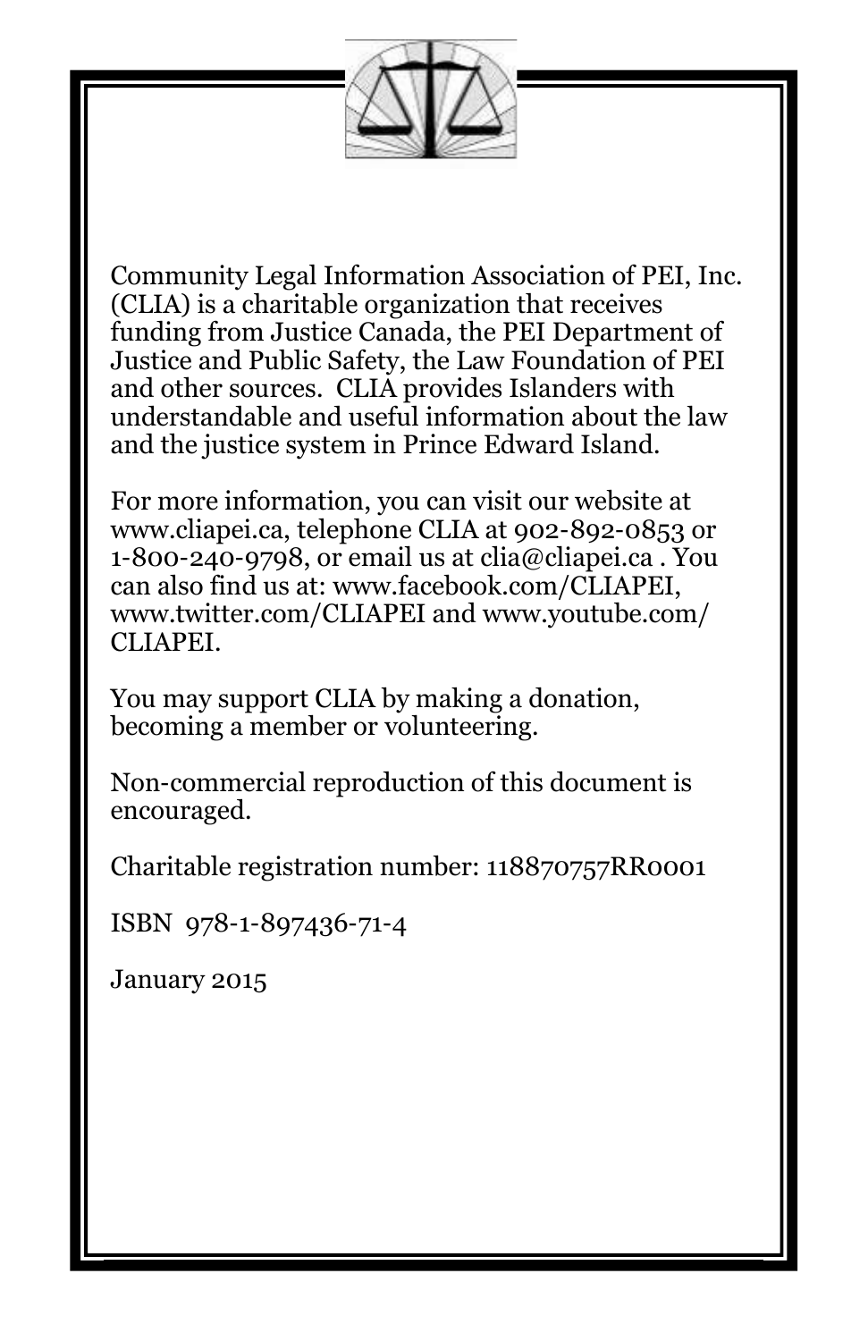Community Legal Information Association of PEI, Inc. (CLIA) is a charitable organization that receives funding from Justice Canada, the PEI Department of Justice and Public Safety, the Law Foundation of PEI and other sources. CLIA provides Islanders with understandable and useful information about the law and the justice system in Prince Edward Island.

For more information, you can visit our website at www.cliapei.ca, telephone CLIA at 902-892-0853 or 1-800-240-9798, or email us at clia@cliapei.ca . You can also find us at: www.facebook.com/CLIAPEI, www.twitter.com/CLIAPEI and www.youtube.com/CLIAPEI.

You may support CLIA by making a donation, becoming a member or volunteering.

Non-commercial reproduction of this document is encouraged.

Charitable registration number: 118870757RR0001

ISBN 978-1-897436-71-4

January 2015